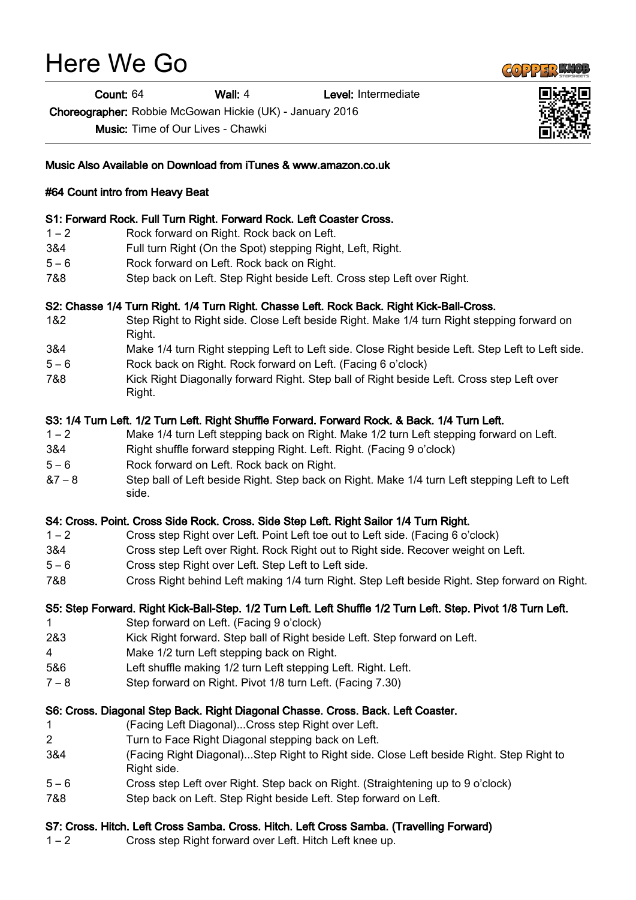# Here We Go

**Count:** 64 **Wall:** 4 **Level:** Intermediate

**Choreographer:** Robbie McGowan Hickie (UK) - January 2016

**Music:** Time of Our Lives - Chawki

**Music Also Available on Download from iTunes & www.amazon.co.uk**

**#64 Count intro from Heavy Beat**

**S1: Forward Rock. Full Turn Right. Forward Rock. Left Coaster Cross.**

| | |
|---|---|
| 1 – 2 | Rock forward on Right. Rock back on Left. |
| 3&4 | Full turn Right (On the Spot) stepping Right, Left, Right. |
| 5 – 6 | Rock forward on Left. Rock back on Right. |
| 7&8 | Step back on Left. Step Right beside Left. Cross step Left over Right. |

**S2: Chasse 1/4 Turn Right. 1/4 Turn Right. Chasse Left. Rock Back. Right Kick-Ball-Cross.**

| | |
|---|---|
| 1&2 | Step Right to Right side. Close Left beside Right. Make 1/4 turn Right stepping forward on Right. |
| 3&4 | Make 1/4 turn Right stepping Left to Left side. Close Right beside Left. Step Left to Left side. |
| 5 – 6 | Rock back on Right. Rock forward on Left. (Facing 6 o'clock) |
| 7&8 | Kick Right Diagonally forward Right. Step ball of Right beside Left. Cross step Left over Right. |

**S3: 1/4 Turn Left. 1/2 Turn Left. Right Shuffle Forward. Forward Rock. & Back. 1/4 Turn Left.**

| | |
|---|---|
| 1 – 2 | Make 1/4 turn Left stepping back on Right. Make 1/2 turn Left stepping forward on Left. |
| 3&4 | Right shuffle forward stepping Right. Left. Right. (Facing 9 o'clock) |
| 5 – 6 | Rock forward on Left. Rock back on Right. |
| &7 – 8 | Step ball of Left beside Right. Step back on Right. Make 1/4 turn Left stepping Left to Left side. |

**S4: Cross. Point. Cross Side Rock. Cross. Side Step Left. Right Sailor 1/4 Turn Right.**

| | |
|---|---|
| 1 – 2 | Cross step Right over Left. Point Left toe out to Left side. (Facing 6 o'clock) |
| 3&4 | Cross step Left over Right. Rock Right out to Right side. Recover weight on Left. |
| 5 – 6 | Cross step Right over Left. Step Left to Left side. |
| 7&8 | Cross Right behind Left making 1/4 turn Right. Step Left beside Right. Step forward on Right. |

**S5: Step Forward. Right Kick-Ball-Step. 1/2 Turn Left. Left Shuffle 1/2 Turn Left. Step. Pivot 1/8 Turn Left.**

| | |
|---|---|
| 1 | Step forward on Left. (Facing 9 o'clock) |
| 2&3 | Kick Right forward. Step ball of Right beside Left. Step forward on Left. |
| 4 | Make 1/2 turn Left stepping back on Right. |
| 5&6 | Left shuffle making 1/2 turn Left stepping Left. Right. Left. |
| 7 – 8 | Step forward on Right. Pivot 1/8 turn Left. (Facing 7.30) |

**S6: Cross. Diagonal Step Back. Right Diagonal Chasse. Cross. Back. Left Coaster.**

| | |
|---|---|
| 1 | (Facing Left Diagonal)...Cross step Right over Left. |
| 2 | Turn to Face Right Diagonal stepping back on Left. |
| 3&4 | (Facing Right Diagonal)...Step Right to Right side. Close Left beside Right. Step Right to Right side. |
| 5 – 6 | Cross step Left over Right. Step back on Right. (Straightening up to 9 o'clock) |
| 7&8 | Step back on Left. Step Right beside Left. Step forward on Left. |

**S7: Cross. Hitch. Left Cross Samba. Cross. Hitch. Left Cross Samba. (Travelling Forward)**

| | |
|---|---|
| 1 – 2 | Cross step Right forward over Left. Hitch Left knee up. |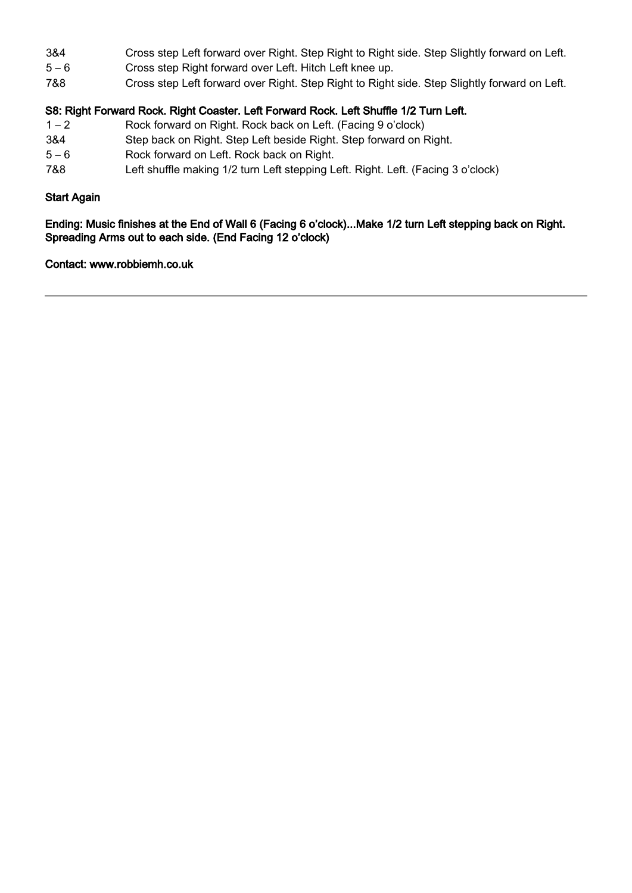| | |
|---|---|
| 3&4 | Cross step Left forward over Right. Step Right to Right side. Step Slightly forward on Left. |
| 5 – 6 | Cross step Right forward over Left. Hitch Left knee up. |
| 7&8 | Cross step Left forward over Right. Step Right to Right side. Step Slightly forward on Left. |

**S8: Right Forward Rock. Right Coaster. Left Forward Rock. Left Shuffle 1/2 Turn Left.**

| | |
|---|---|
| 1 – 2 | Rock forward on Right. Rock back on Left. (Facing 9 o'clock) |
| 3&4 | Step back on Right. Step Left beside Right. Step forward on Right. |
| 5 – 6 | Rock forward on Left. Rock back on Right. |
| 7&8 | Left shuffle making 1/2 turn Left stepping Left. Right. Left. (Facing 3 o'clock) |

**Start Again**

**Ending: Music finishes at the End of Wall 6 (Facing 6 o'clock)...Make 1/2 turn Left stepping back on Right. Spreading Arms out to each side. (End Facing 12 o'clock)**

**Contact: www.robbiemh.co.uk**

---